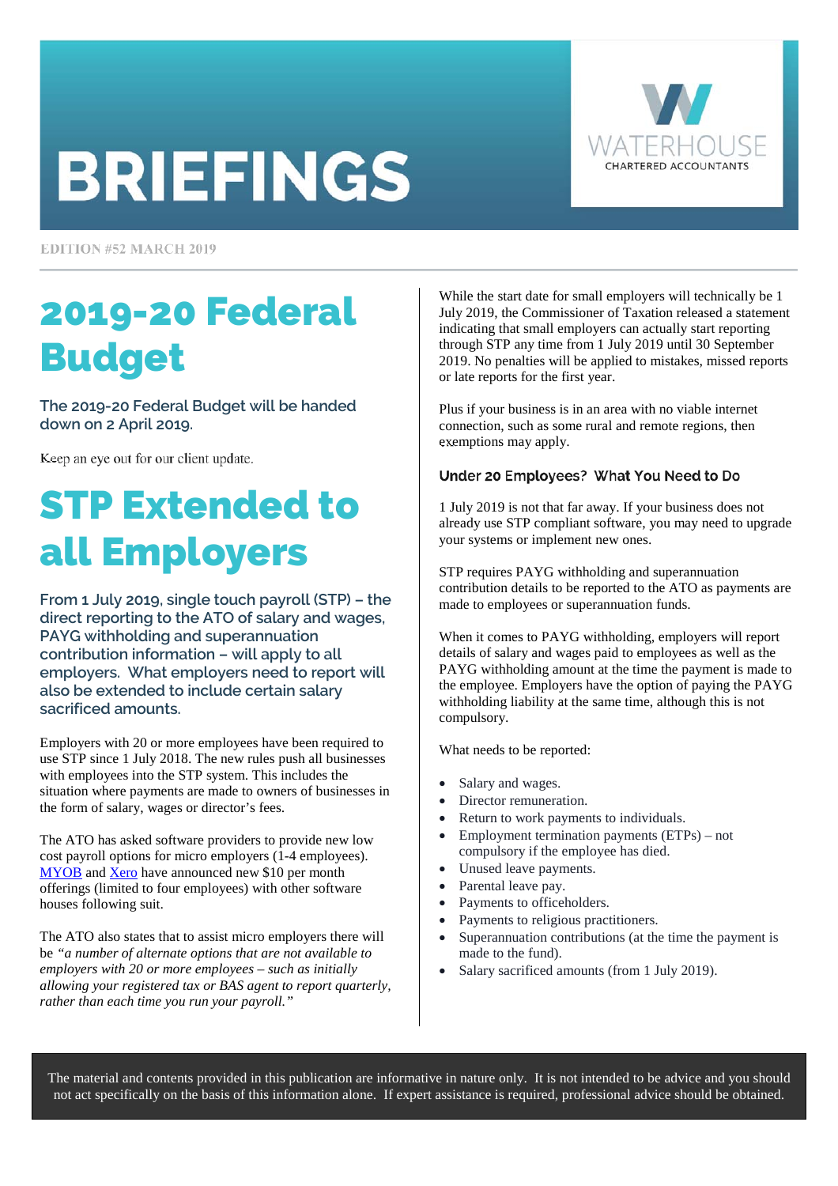# BRIEFINGS

WATERHOUSE CHARTERED ACCOUNTANTS

EDITION #52 MARCH 2019

## 2019-20 Federal Budget

**The 2019-20 Federal Budget will be handed down on 2 April 2019.**

Keep an eye out for our client update.

## STP Extended to all Employers

**From 1 July 2019, single touch payroll (STP) – the direct reporting to the ATO of salary and wages, PAYG withholding and superannuation contribution information – will apply to all employers. What employers need to report will also be extended to include certain salary sacrificed amounts.**

Employers with 20 or more employees have been required to use STP since 1 July 2018. The new rules push all businesses with employees into the STP system. This includes the situation where payments are made to owners of businesses in the form of salary, wages or director's fees.

The ATO has asked software providers to provide new low cost payroll options for micro employers (1-4 employees). MYOB and Xero have announced new $10 per month offerings (limited to four employees) with other software houses following suit.

The ATO also states that to assist micro employers there will be *"a number of alternate options that are not available to employers with 20 or more employees – such as initially allowing your registered tax or BAS agent to report quarterly, rather than each time you run your payroll."*

While the start date for small employers will technically be 1 July 2019, the Commissioner of Taxation released a statement indicating that small employers can actually start reporting through STP any time from 1 July 2019 until 30 September 2019. No penalties will be applied to mistakes, missed reports or late reports for the first year.

Plus if your business is in an area with no viable internet connection, such as some rural and remote regions, then exemptions may apply.

### Under 20 Employees? What You Need to Do

1 July 2019 is not that far away. If your business does not already use STP compliant software, you may need to upgrade your systems or implement new ones.

STP requires PAYG withholding and superannuation contribution details to be reported to the ATO as payments are made to employees or superannuation funds.

When it comes to PAYG withholding, employers will report details of salary and wages paid to employees as well as the PAYG withholding amount at the time the payment is made to the employee. Employers have the option of paying the PAYG withholding liability at the same time, although this is not compulsory.

What needs to be reported:

- Salary and wages.
- Director remuneration.
- Return to work payments to individuals.
- Employment termination payments (ETPs) – not compulsory if the employee has died.
- Unused leave payments.
- Parental leave pay.
- Payments to officeholders.
- Payments to religious practitioners.
- Superannuation contributions (at the time the payment is made to the fund).
- Salary sacrificed amounts (from 1 July 2019).

The material and contents provided in this publication are informative in nature only. It is not intended to be advice and you should not act specifically on the basis of this information alone. If expert assistance is required, professional advice should be obtained.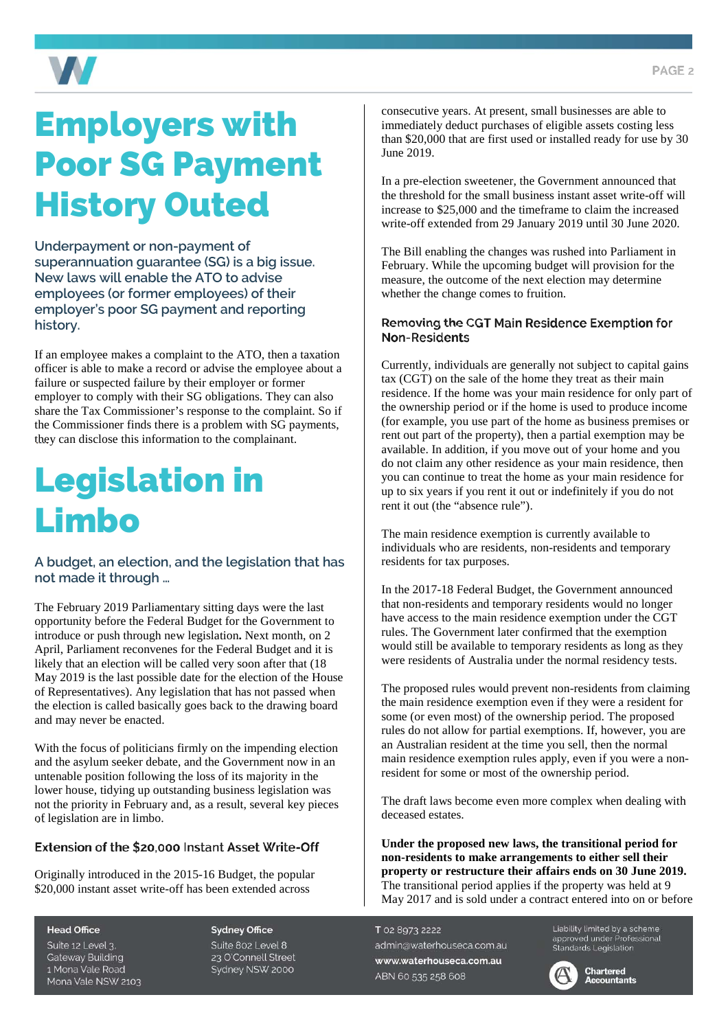# Employers with Poor SG Payment History Outed

**Underpayment or non-payment of superannuation guarantee (SG) is a big issue. New laws will enable the ATO to advise employees (or former employees) of their employer's poor SG payment and reporting history.**

If an employee makes a complaint to the ATO, then a taxation officer is able to make a record or advise the employee about a failure or suspected failure by their employer or former employer to comply with their SG obligations. They can also share the Tax Commissioner's response to the complaint. So if the Commissioner finds there is a problem with SG payments, they can disclose this information to the complainant.

# Legislation in Limbo

**A budget, an election, and the legislation that has not made it through …**

The February 2019 Parliamentary sitting days were the last opportunity before the Federal Budget for the Government to introduce or push through new legislation**.** Next month, on 2 April, Parliament reconvenes for the Federal Budget and it is likely that an election will be called very soon after that (18 May 2019 is the last possible date for the election of the House of Representatives). Any legislation that has not passed when the election is called basically goes back to the drawing board and may never be enacted.

With the focus of politicians firmly on the impending election and the asylum seeker debate, and the Government now in an untenable position following the loss of its majority in the lower house, tidying up outstanding business legislation was not the priority in February and, as a result, several key pieces of legislation are in limbo.

### Extension of the $20,000 Instant Asset Write-Off

Originally introduced in the 2015-16 Budget, the popular $20,000 instant asset write-off has been extended across consecutive years. At present, small businesses are able to immediately deduct purchases of eligible assets costing less than $20,000 that are first used or installed ready for use by 30 June 2019.

In a pre-election sweetener, the Government announced that the threshold for the small business instant asset write-off will increase to $25,000 and the timeframe to claim the increased write-off extended from 29 January 2019 until 30 June 2020.

The Bill enabling the changes was rushed into Parliament in February. While the upcoming budget will provision for the measure, the outcome of the next election may determine whether the change comes to fruition.

### Removing the CGT Main Residence Exemption for Non-Residents

Currently, individuals are generally not subject to capital gains tax (CGT) on the sale of the home they treat as their main residence. If the home was your main residence for only part of the ownership period or if the home is used to produce income (for example, you use part of the home as business premises or rent out part of the property), then a partial exemption may be available. In addition, if you move out of your home and you do not claim any other residence as your main residence, then you can continue to treat the home as your main residence for up to six years if you rent it out or indefinitely if you do not rent it out (the "absence rule").

The main residence exemption is currently available to individuals who are residents, non-residents and temporary residents for tax purposes.

In the 2017-18 Federal Budget, the Government announced that non-residents and temporary residents would no longer have access to the main residence exemption under the CGT rules. The Government later confirmed that the exemption would still be available to temporary residents as long as they were residents of Australia under the normal residency tests.

The proposed rules would prevent non-residents from claiming the main residence exemption even if they were a resident for some (or even most) of the ownership period. The proposed rules do not allow for partial exemptions. If, however, you are an Australian resident at the time you sell, then the normal main residence exemption rules apply, even if you were a non-resident for some or most of the ownership period.

The draft laws become even more complex when dealing with deceased estates.

**Under the proposed new laws, the transitional period for non-residents to make arrangements to either sell their property or restructure their affairs ends on 30 June 2019.** The transitional period applies if the property was held at 9 May 2017 and is sold under a contract entered into on or before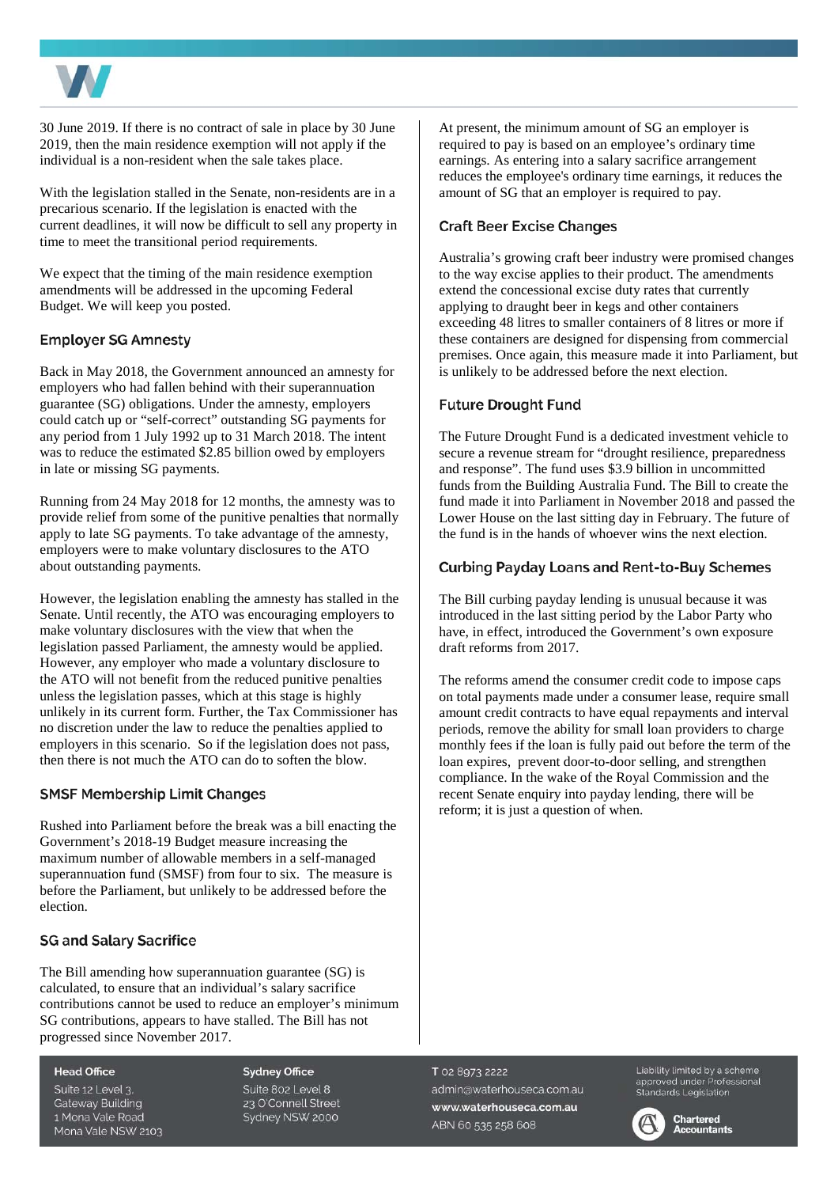30 June 2019. If there is no contract of sale in place by 30 June 2019, then the main residence exemption will not apply if the individual is a non-resident when the sale takes place.

With the legislation stalled in the Senate, non-residents are in a precarious scenario. If the legislation is enacted with the current deadlines, it will now be difficult to sell any property in time to meet the transitional period requirements.

We expect that the timing of the main residence exemption amendments will be addressed in the upcoming Federal Budget. We will keep you posted.

## Employer SG Amnesty

Back in May 2018, the Government announced an amnesty for employers who had fallen behind with their superannuation guarantee (SG) obligations. Under the amnesty, employers could catch up or "self-correct" outstanding SG payments for any period from 1 July 1992 up to 31 March 2018. The intent was to reduce the estimated $2.85 billion owed by employers in late or missing SG payments.

Running from 24 May 2018 for 12 months, the amnesty was to provide relief from some of the punitive penalties that normally apply to late SG payments. To take advantage of the amnesty, employers were to make voluntary disclosures to the ATO about outstanding payments.

However, the legislation enabling the amnesty has stalled in the Senate. Until recently, the ATO was encouraging employers to make voluntary disclosures with the view that when the legislation passed Parliament, the amnesty would be applied. However, any employer who made a voluntary disclosure to the ATO will not benefit from the reduced punitive penalties unless the legislation passes, which at this stage is highly unlikely in its current form. Further, the Tax Commissioner has no discretion under the law to reduce the penalties applied to employers in this scenario. So if the legislation does not pass, then there is not much the ATO can do to soften the blow.

## SMSF Membership Limit Changes

Rushed into Parliament before the break was a bill enacting the Government's 2018-19 Budget measure increasing the maximum number of allowable members in a self-managed superannuation fund (SMSF) from four to six. The measure is before the Parliament, but unlikely to be addressed before the election.

## SG and Salary Sacrifice

The Bill amending how superannuation guarantee (SG) is calculated, to ensure that an individual's salary sacrifice contributions cannot be used to reduce an employer's minimum SG contributions, appears to have stalled. The Bill has not progressed since November 2017.

At present, the minimum amount of SG an employer is required to pay is based on an employee's ordinary time earnings. As entering into a salary sacrifice arrangement reduces the employee's ordinary time earnings, it reduces the amount of SG that an employer is required to pay.

## Craft Beer Excise Changes

Australia's growing craft beer industry were promised changes to the way excise applies to their product. The amendments extend the concessional excise duty rates that currently applying to draught beer in kegs and other containers exceeding 48 litres to smaller containers of 8 litres or more if these containers are designed for dispensing from commercial premises. Once again, this measure made it into Parliament, but is unlikely to be addressed before the next election.

## Future Drought Fund

The Future Drought Fund is a dedicated investment vehicle to secure a revenue stream for "drought resilience, preparedness and response". The fund uses $3.9 billion in uncommitted funds from the Building Australia Fund. The Bill to create the fund made it into Parliament in November 2018 and passed the Lower House on the last sitting day in February. The future of the fund is in the hands of whoever wins the next election.

## Curbing Payday Loans and Rent-to-Buy Schemes

The Bill curbing payday lending is unusual because it was introduced in the last sitting period by the Labor Party who have, in effect, introduced the Government's own exposure draft reforms from 2017.

The reforms amend the consumer credit code to impose caps on total payments made under a consumer lease, require small amount credit contracts to have equal repayments and interval periods, remove the ability for small loan providers to charge monthly fees if the loan is fully paid out before the term of the loan expires, prevent door-to-door selling, and strengthen compliance. In the wake of the Royal Commission and the recent Senate enquiry into payday lending, there will be reform; it is just a question of when.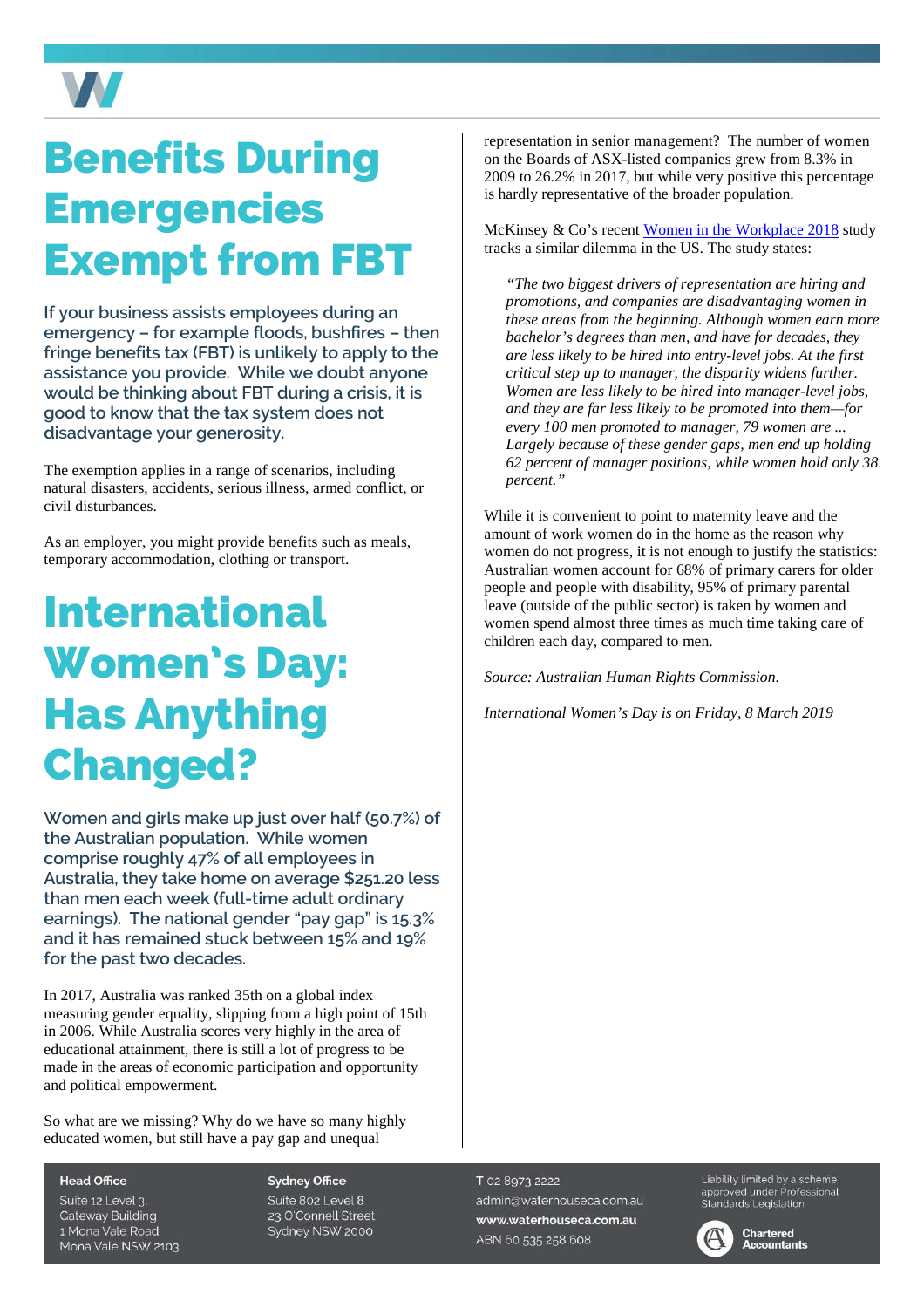# Benefits During Emergencies Exempt from FBT

**If your business assists employees during an emergency – for example floods, bushfires – then fringe benefits tax (FBT) is unlikely to apply to the assistance you provide. While we doubt anyone would be thinking about FBT during a crisis, it is good to know that the tax system does not disadvantage your generosity.**

The exemption applies in a range of scenarios, including natural disasters, accidents, serious illness, armed conflict, or civil disturbances.

As an employer, you might provide benefits such as meals, temporary accommodation, clothing or transport.

# International Women's Day: Has Anything Changed?

**Women and girls make up just over half (50.7%) of the Australian population. While women comprise roughly 47% of all employees in Australia, they take home on average $251.20 less than men each week (full-time adult ordinary earnings). The national gender "pay gap" is 15.3% and it has remained stuck between 15% and 19% for the past two decades.**

In 2017, Australia was ranked 35th on a global index measuring gender equality, slipping from a high point of 15th in 2006. While Australia scores very highly in the area of educational attainment, there is still a lot of progress to be made in the areas of economic participation and opportunity and political empowerment.

So what are we missing? Why do we have so many highly educated women, but still have a pay gap and unequal representation in senior management? The number of women on the Boards of ASX-listed companies grew from 8.3% in 2009 to 26.2% in 2017, but while very positive this percentage is hardly representative of the broader population.

McKinsey & Co's recent Women in the Workplace 2018 study tracks a similar dilemma in the US. The study states:

> *"The two biggest drivers of representation are hiring and promotions, and companies are disadvantaging women in these areas from the beginning. Although women earn more bachelor's degrees than men, and have for decades, they are less likely to be hired into entry-level jobs. At the first critical step up to manager, the disparity widens further. Women are less likely to be hired into manager-level jobs, and they are far less likely to be promoted into them—for every 100 men promoted to manager, 79 women are ... Largely because of these gender gaps, men end up holding 62 percent of manager positions, while women hold only 38 percent."*

While it is convenient to point to maternity leave and the amount of work women do in the home as the reason why women do not progress, it is not enough to justify the statistics: Australian women account for 68% of primary carers for older people and people with disability, 95% of primary parental leave (outside of the public sector) is taken by women and women spend almost three times as much time taking care of children each day, compared to men.

*Source: Australian Human Rights Commission.*

*International Women's Day is on Friday, 8 March 2019*